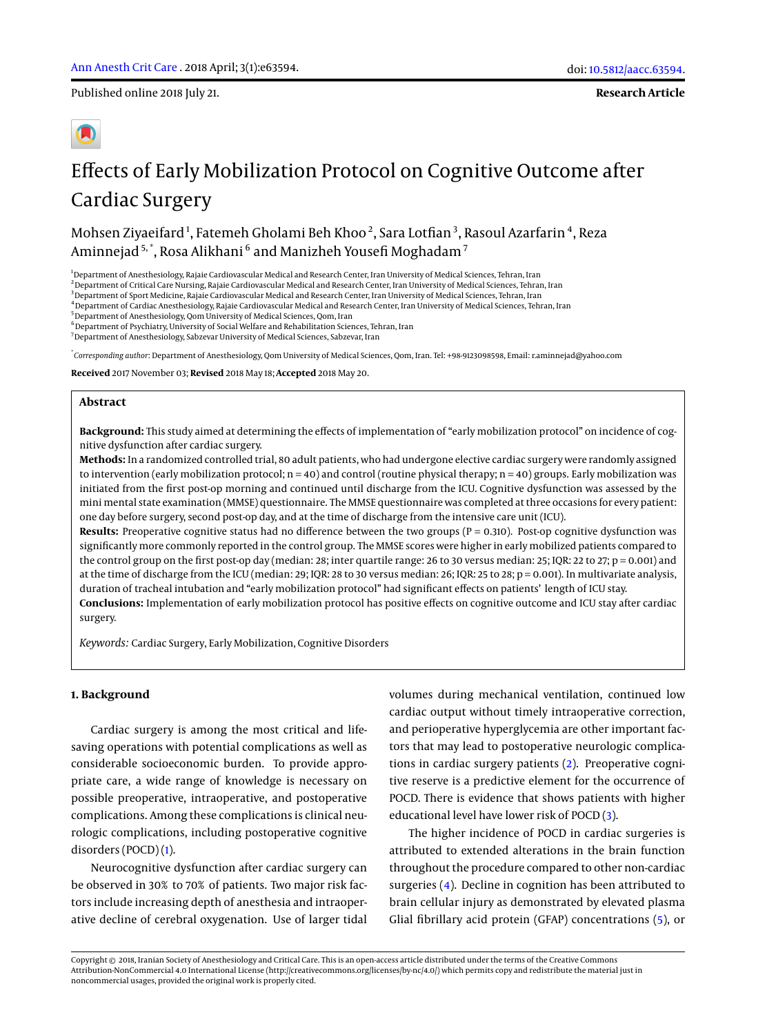Published online 2018 July 21.

**Research Article**

# Effects of Early Mobilization Protocol on Cognitive Outcome after Cardiac Surgery

Mohsen Ziyaeifard[1], Fatemeh Gholami Beh Khoo[2], Sara Lotfian[3], Rasoul Azarfarin[4], Reza Aminnejad[5,*], Rosa Alikhani[6] and Manizheh Yousefi Moghadam[7]

[1]Department of Anesthesiology, Rajaie Cardiovascular Medical and Research Center, Iran University of Medical Sciences, Tehran, Iran
[2]Department of Critical Care Nursing, Rajaie Cardiovascular Medical and Research Center, Iran University of Medical Sciences, Tehran, Iran
[3]Department of Sport Medicine, Rajaie Cardiovascular Medical and Research Center, Iran University of Medical Sciences, Tehran, Iran
[4]Department of Cardiac Anesthesiology, Rajaie Cardiovascular Medical and Research Center, Iran University of Medical Sciences, Tehran, Iran
[5]Department of Anesthesiology, Qom University of Medical Sciences, Qom, Iran
[6]Department of Psychiatry, University of Social Welfare and Rehabilitation Sciences, Tehran, Iran
[7]Department of Anesthesiology, Sabzevar University of Medical Sciences, Sabzevar, Iran

[*]*Corresponding author*: Department of Anesthesiology, Qom University of Medical Sciences, Qom, Iran. Tel: +98-9123098598, Email: r.aminnejad@yahoo.com

**Received** 2017 November 03; **Revised** 2018 May 18; **Accepted** 2018 May 20.

## Abstract

**Background:** This study aimed at determining the effects of implementation of "early mobilization protocol" on incidence of cognitive dysfunction after cardiac surgery.

**Methods:** In a randomized controlled trial, 80 adult patients, who had undergone elective cardiac surgery were randomly assigned to intervention (early mobilization protocol; n = 40) and control (routine physical therapy; n = 40) groups. Early mobilization was initiated from the first post-op morning and continued until discharge from the ICU. Cognitive dysfunction was assessed by the mini mental state examination (MMSE) questionnaire. The MMSE questionnaire was completed at three occasions for every patient: one day before surgery, second post-op day, and at the time of discharge from the intensive care unit (ICU).

**Results:** Preoperative cognitive status had no difference between the two groups (P = 0.310). Post-op cognitive dysfunction was significantly more commonly reported in the control group. The MMSE scores were higher in early mobilized patients compared to the control group on the first post-op day (median: 28; inter quartile range: 26 to 30 versus median: 25; IQR: 22 to 27; p = 0.001) and at the time of discharge from the ICU (median: 29; IQR: 28 to 30 versus median: 26; IQR: 25 to 28; p = 0.001). In multivariate analysis, duration of tracheal intubation and "early mobilization protocol" had significant effects on patients' length of ICU stay.

**Conclusions:** Implementation of early mobilization protocol has positive effects on cognitive outcome and ICU stay after cardiac surgery.

*Keywords:* Cardiac Surgery, Early Mobilization, Cognitive Disorders

## 1. Background

Cardiac surgery is among the most critical and life-saving operations with potential complications as well as considerable socioeconomic burden. To provide appropriate care, a wide range of knowledge is necessary on possible preoperative, intraoperative, and postoperative complications. Among these complications is clinical neurologic complications, including postoperative cognitive disorders (POCD) (1).

Neurocognitive dysfunction after cardiac surgery can be observed in 30% to 70% of patients. Two major risk factors include increasing depth of anesthesia and intraoperative decline of cerebral oxygenation. Use of larger tidal volumes during mechanical ventilation, continued low cardiac output without timely intraoperative correction, and perioperative hyperglycemia are other important factors that may lead to postoperative neurologic complications in cardiac surgery patients (2). Preoperative cognitive reserve is a predictive element for the occurrence of POCD. There is evidence that shows patients with higher educational level have lower risk of POCD (3).

The higher incidence of POCD in cardiac surgeries is attributed to extended alterations in the brain function throughout the procedure compared to other non-cardiac surgeries (4). Decline in cognition has been attributed to brain cellular injury as demonstrated by elevated plasma Glial fibrillary acid protein (GFAP) concentrations (5), or

Copyright © 2018, Iranian Society of Anesthesiology and Critical Care. This is an open-access article distributed under the terms of the Creative Commons Attribution-NonCommercial 4.0 International License (http://creativecommons.org/licenses/by-nc/4.0/) which permits copy and redistribute the material just in noncommercial usages, provided the original work is properly cited.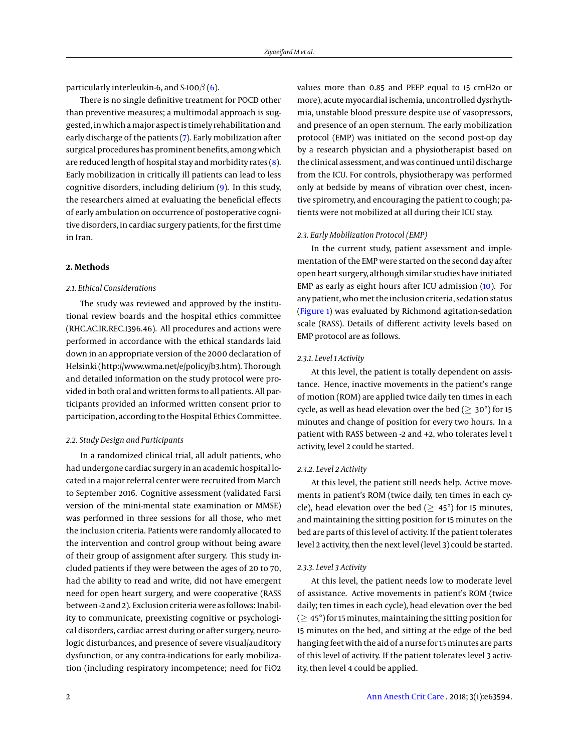particularly interleukin-6, and S-100$\beta$ (6).

There is no single definitive treatment for POCD other than preventive measures; a multimodal approach is suggested, in which a major aspect is timely rehabilitation and early discharge of the patients (7). Early mobilization after surgical procedures has prominent benefits, among which are reduced length of hospital stay and morbidity rates (8). Early mobilization in critically ill patients can lead to less cognitive disorders, including delirium (9). In this study, the researchers aimed at evaluating the beneficial effects of early ambulation on occurrence of postoperative cognitive disorders, in cardiac surgery patients, for the first time in Iran.

## 2. Methods

### 2.1. Ethical Considerations

The study was reviewed and approved by the institutional review boards and the hospital ethics committee (RHC.AC.IR.REC.1396.46). All procedures and actions were performed in accordance with the ethical standards laid down in an appropriate version of the 2000 declaration of Helsinki (http://www.wma.net/e/policy/b3.htm). Thorough and detailed information on the study protocol were provided in both oral and written forms to all patients. All participants provided an informed written consent prior to participation, according to the Hospital Ethics Committee.

### 2.2. Study Design and Participants

In a randomized clinical trial, all adult patients, who had undergone cardiac surgery in an academic hospital located in a major referral center were recruited from March to September 2016. Cognitive assessment (validated Farsi version of the mini-mental state examination or MMSE) was performed in three sessions for all those, who met the inclusion criteria. Patients were randomly allocated to the intervention and control group without being aware of their group of assignment after surgery. This study included patients if they were between the ages of 20 to 70, had the ability to read and write, did not have emergent need for open heart surgery, and were cooperative (RASS between -2 and 2). Exclusion criteria were as follows: Inability to communicate, preexisting cognitive or psychological disorders, cardiac arrest during or after surgery, neurologic disturbances, and presence of severe visual/auditory dysfunction, or any contra-indications for early mobilization (including respiratory incompetence; need for FiO2 values more than 0.85 and PEEP equal to 15 cmH2o or more), acute myocardial ischemia, uncontrolled dysrhythmia, unstable blood pressure despite use of vasopressors, and presence of an open sternum. The early mobilization protocol (EMP) was initiated on the second post-op day by a research physician and a physiotherapist based on the clinical assessment, and was continued until discharge from the ICU. For controls, physiotherapy was performed only at bedside by means of vibration over chest, incentive spirometry, and encouraging the patient to cough; patients were not mobilized at all during their ICU stay.

### 2.3. Early Mobilization Protocol (EMP)

In the current study, patient assessment and implementation of the EMP were started on the second day after open heart surgery, although similar studies have initiated EMP as early as eight hours after ICU admission (10). For any patient, who met the inclusion criteria, sedation status (Figure 1) was evaluated by Richmond agitation-sedation scale (RASS). Details of different activity levels based on EMP protocol are as follows.

#### 2.3.1. Level 1 Activity

At this level, the patient is totally dependent on assistance. Hence, inactive movements in the patient's range of motion (ROM) are applied twice daily ten times in each cycle, as well as head elevation over the bed ($\geq$ 30°) for 15 minutes and change of position for every two hours. In a patient with RASS between -2 and +2, who tolerates level 1 activity, level 2 could be started.

#### 2.3.2. Level 2 Activity

At this level, the patient still needs help. Active movements in the patient's ROM (twice daily, ten times in each cycle), head elevation over the bed ($\geq$ 45°) for 15 minutes, and maintaining the sitting position for 15 minutes on the bed are parts of this level of activity. If the patient tolerates level 2 activity, then the next level (level 3) could be started.

#### 2.3.3. Level 3 Activity

At this level, the patient needs low to moderate level of assistance. Active movements in patient's ROM (twice daily; ten times in each cycle), head elevation over the bed ($\geq$ 45°) for 15 minutes, maintaining the sitting position for 15 minutes on the bed, and sitting at the edge of the bed hanging feet with the aid of a nurse for 15 minutes are parts of this level of activity. If the patient tolerates level 3 activity, then level 4 could be applied.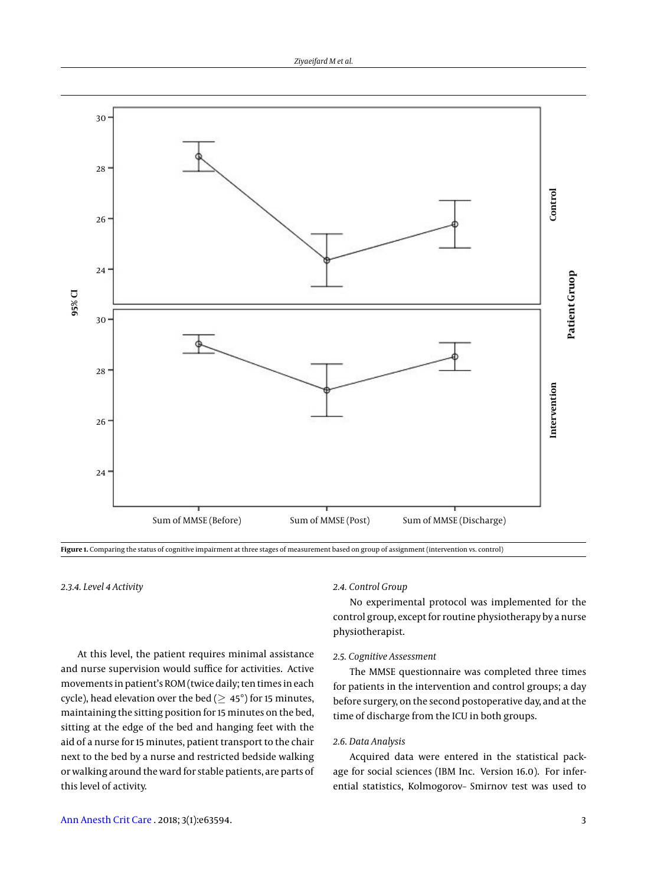Figure 1. Comparing the status of cognitive impairment at three stages of measurement based on group of assignment (intervention vs. control)

#### 2.3.4. Level 4 Activity

At this level, the patient requires minimal assistance and nurse supervision would suffice for activities. Active movements in patient's ROM (twice daily; ten times in each cycle), head elevation over the bed ($\geq$ 45°) for 15 minutes, maintaining the sitting position for 15 minutes on the bed, sitting at the edge of the bed and hanging feet with the aid of a nurse for 15 minutes, patient transport to the chair next to the bed by a nurse and restricted bedside walking or walking around the ward for stable patients, are parts of this level of activity.

### 2.4. Control Group

No experimental protocol was implemented for the control group, except for routine physiotherapy by a nurse physiotherapist.

### 2.5. Cognitive Assessment

The MMSE questionnaire was completed three times for patients in the intervention and control groups; a day before surgery, on the second postoperative day, and at the time of discharge from the ICU in both groups.

### 2.6. Data Analysis

Acquired data were entered in the statistical package for social sciences (IBM Inc. Version 16.0). For inferential statistics, Kolmogorov– Smirnov test was used to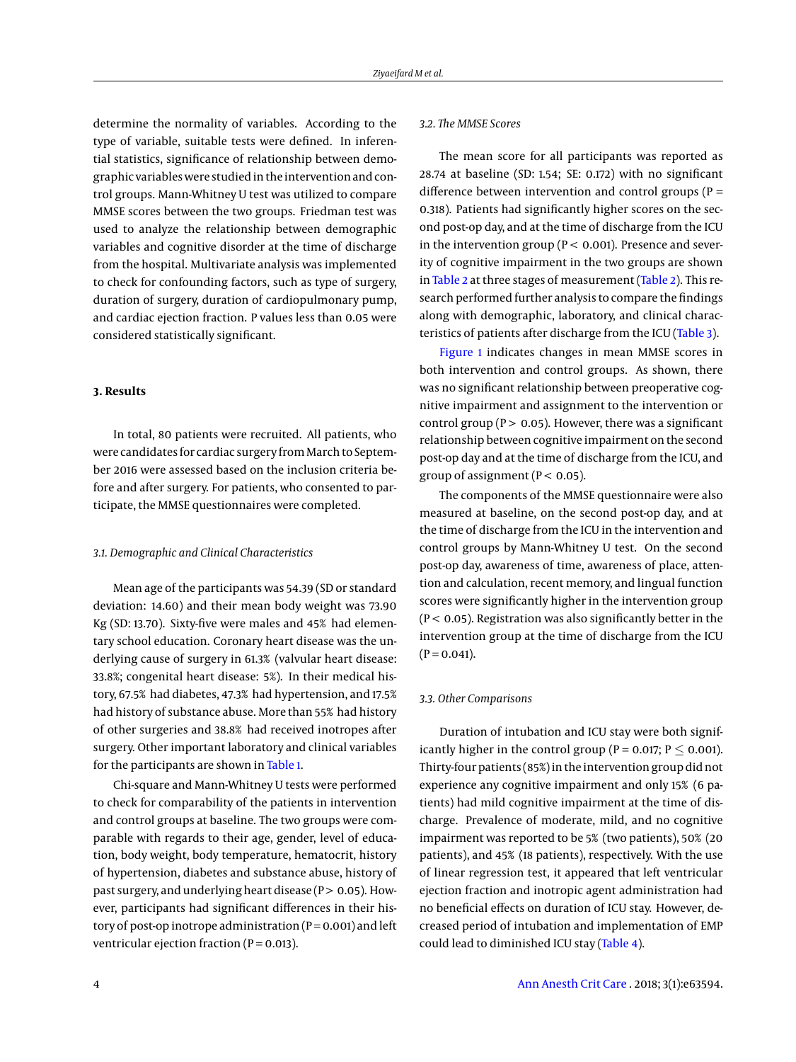determine the normality of variables. According to the type of variable, suitable tests were defined. In inferential statistics, significance of relationship between demographic variables were studied in the intervention and control groups. Mann-Whitney U test was utilized to compare MMSE scores between the two groups. Friedman test was used to analyze the relationship between demographic variables and cognitive disorder at the time of discharge from the hospital. Multivariate analysis was implemented to check for confounding factors, such as type of surgery, duration of surgery, duration of cardiopulmonary pump, and cardiac ejection fraction. P values less than 0.05 were considered statistically significant.

## 3. Results

In total, 80 patients were recruited. All patients, who were candidates for cardiac surgery from March to September 2016 were assessed based on the inclusion criteria before and after surgery. For patients, who consented to participate, the MMSE questionnaires were completed.

### *3.1. Demographic and Clinical Characteristics*

Mean age of the participants was 54.39 (SD or standard deviation: 14.60) and their mean body weight was 73.90 Kg (SD: 13.70). Sixty-five were males and 45% had elementary school education. Coronary heart disease was the underlying cause of surgery in 61.3% (valvular heart disease: 33.8%; congenital heart disease: 5%). In their medical history, 67.5% had diabetes, 47.3% had hypertension, and 17.5% had history of substance abuse. More than 55% had history of other surgeries and 38.8% had received inotropes after surgery. Other important laboratory and clinical variables for the participants are shown in Table 1.

Chi-square and Mann-Whitney U tests were performed to check for comparability of the patients in intervention and control groups at baseline. The two groups were comparable with regards to their age, gender, level of education, body weight, body temperature, hematocrit, history of hypertension, diabetes and substance abuse, history of past surgery, and underlying heart disease ($P > 0.05$). However, participants had significant differences in their history of post-op inotrope administration ($P = 0.001$) and left ventricular ejection fraction ($P = 0.013$).

### *3.2. The MMSE Scores*

The mean score for all participants was reported as 28.74 at baseline (SD: 1.54; SE: 0.172) with no significant difference between intervention and control groups ($P = 0.318$). Patients had significantly higher scores on the second post-op day, and at the time of discharge from the ICU in the intervention group ($P < 0.001$). Presence and severity of cognitive impairment in the two groups are shown in Table 2 at three stages of measurement (Table 2). This research performed further analysis to compare the findings along with demographic, laboratory, and clinical characteristics of patients after discharge from the ICU (Table 3).

Figure 1 indicates changes in mean MMSE scores in both intervention and control groups. As shown, there was no significant relationship between preoperative cognitive impairment and assignment to the intervention or control group ($P > 0.05$). However, there was a significant relationship between cognitive impairment on the second post-op day and at the time of discharge from the ICU, and group of assignment ($P < 0.05$).

The components of the MMSE questionnaire were also measured at baseline, on the second post-op day, and at the time of discharge from the ICU in the intervention and control groups by Mann-Whitney U test. On the second post-op day, awareness of time, awareness of place, attention and calculation, recent memory, and lingual function scores were significantly higher in the intervention group ($P < 0.05$). Registration was also significantly better in the intervention group at the time of discharge from the ICU ($P = 0.041$).

### *3.3. Other Comparisons*

Duration of intubation and ICU stay were both significantly higher in the control group ($P = 0.017$; $P \leq 0.001$). Thirty-four patients (85%) in the intervention group did not experience any cognitive impairment and only 15% (6 patients) had mild cognitive impairment at the time of discharge. Prevalence of moderate, mild, and no cognitive impairment was reported to be 5% (two patients), 50% (20 patients), and 45% (18 patients), respectively. With the use of linear regression test, it appeared that left ventricular ejection fraction and inotropic agent administration had no beneficial effects on duration of ICU stay. However, decreased period of intubation and implementation of EMP could lead to diminished ICU stay (Table 4).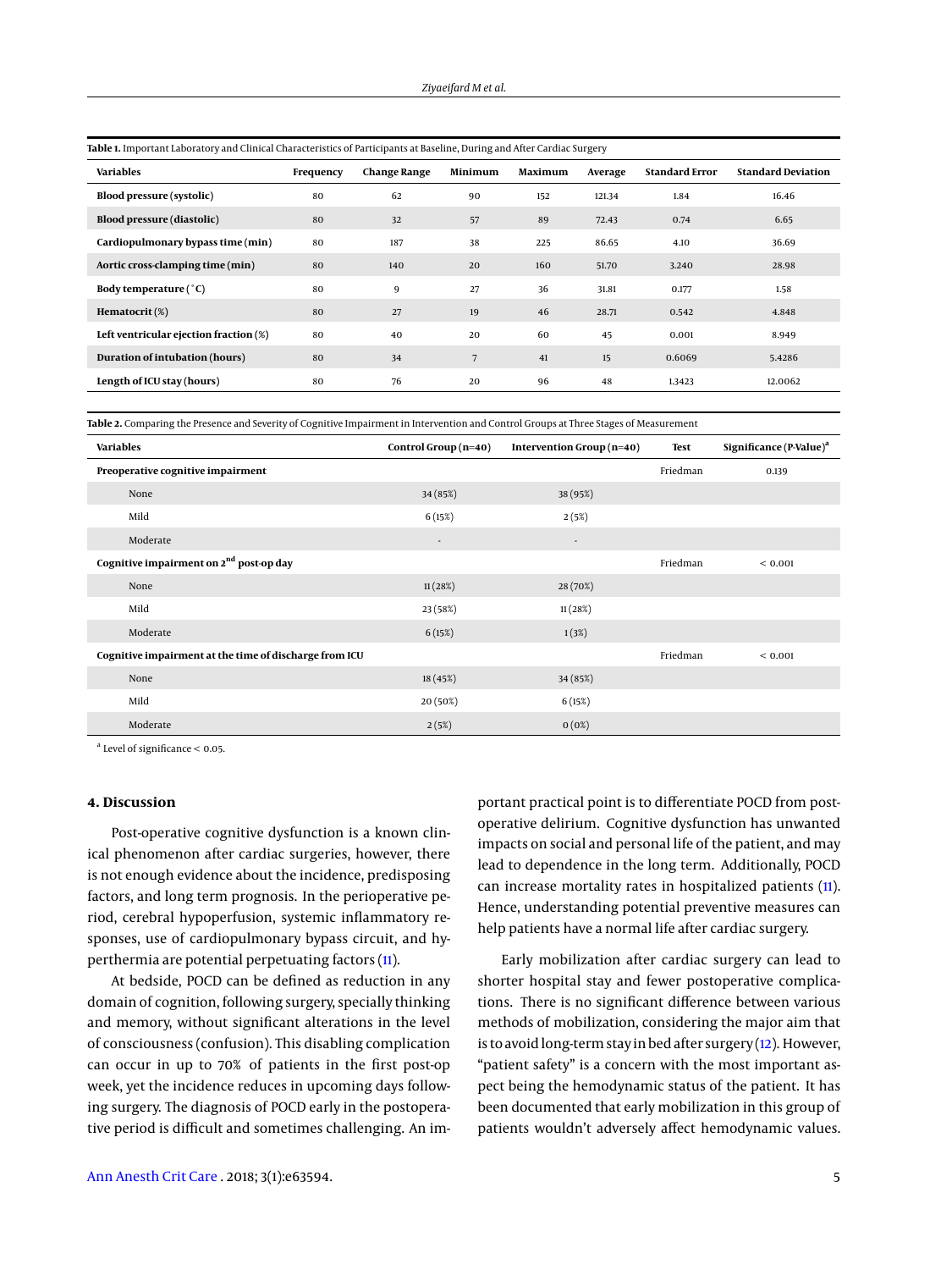**Table 1.** Important Laboratory and Clinical Characteristics of Participants at Baseline, During and After Cardiac Surgery

| Variables | Frequency | Change Range | Minimum | Maximum | Average | Standard Error | Standard Deviation |
|---|---|---|---|---|---|---|---|
| **Blood pressure (systolic)** | 80 | 62 | 90 | 152 | 121.34 | 1.84 | 16.46 |
| **Blood pressure (diastolic)** | 80 | 32 | 57 | 89 | 72.43 | 0.74 | 6.65 |
| **Cardiopulmonary bypass time (min)** | 80 | 187 | 38 | 225 | 86.65 | 4.10 | 36.69 |
| **Aortic cross-clamping time (min)** | 80 | 140 | 20 | 160 | 51.70 | 3.240 | 28.98 |
| **Body temperature (°C)** | 80 | 9 | 27 | 36 | 31.81 | 0.177 | 1.58 |
| **Hematocrit (%)** | 80 | 27 | 19 | 46 | 28.71 | 0.542 | 4.848 |
| **Left ventricular ejection fraction (%)** | 80 | 40 | 20 | 60 | 45 | 0.001 | 8.949 |
| **Duration of intubation (hours)** | 80 | 34 | 7 | 41 | 15 | 0.6069 | 5.4286 |
| **Length of ICU stay (hours)** | 80 | 76 | 20 | 96 | 48 | 1.3423 | 12.0062 |

**Table 2.** Comparing the Presence and Severity of Cognitive Impairment in Intervention and Control Groups at Three Stages of Measurement

| Variables | Control Group (n=40) | Intervention Group (n=40) | Test | Significance (P-Value)[a] |
|---|---|---|---|---|
| **Preoperative cognitive impairment** | | | Friedman | 0.139 |
| None | 34 (85%) | 38 (95%) | | |
| Mild | 6 (15%) | 2 (5%) | | |
| Moderate | - | - | | |
| **Cognitive impairment on 2nd post-op day** | | | Friedman | < 0.001 |
| None | 11 (28%) | 28 (70%) | | |
| Mild | 23 (58%) | 11 (28%) | | |
| Moderate | 6 (15%) | 1 (3%) | | |
| **Cognitive impairment at the time of discharge from ICU** | | | Friedman | < 0.001 |
| None | 18 (45%) | 34 (85%) | | |
| Mild | 20 (50%) | 6 (15%) | | |
| Moderate | 2 (5%) | 0 (0%) | | |

[a] Level of significance < 0.05.

## 4. Discussion

Post-operative cognitive dysfunction is a known clinical phenomenon after cardiac surgeries, however, there is not enough evidence about the incidence, predisposing factors, and long term prognosis. In the perioperative period, cerebral hypoperfusion, systemic inflammatory responses, use of cardiopulmonary bypass circuit, and hyperthermia are potential perpetuating factors (11).

At bedside, POCD can be defined as reduction in any domain of cognition, following surgery, specially thinking and memory, without significant alterations in the level of consciousness (confusion). This disabling complication can occur in up to 70% of patients in the first post-op week, yet the incidence reduces in upcoming days following surgery. The diagnosis of POCD early in the postoperative period is difficult and sometimes challenging. An important practical point is to differentiate POCD from postoperative delirium. Cognitive dysfunction has unwanted impacts on social and personal life of the patient, and may lead to dependence in the long term. Additionally, POCD can increase mortality rates in hospitalized patients (11). Hence, understanding potential preventive measures can help patients have a normal life after cardiac surgery.

Early mobilization after cardiac surgery can lead to shorter hospital stay and fewer postoperative complications. There is no significant difference between various methods of mobilization, considering the major aim that is to avoid long-term stay in bed after surgery (12). However, "patient safety" is a concern with the most important aspect being the hemodynamic status of the patient. It has been documented that early mobilization in this group of patients wouldn't adversely affect hemodynamic values.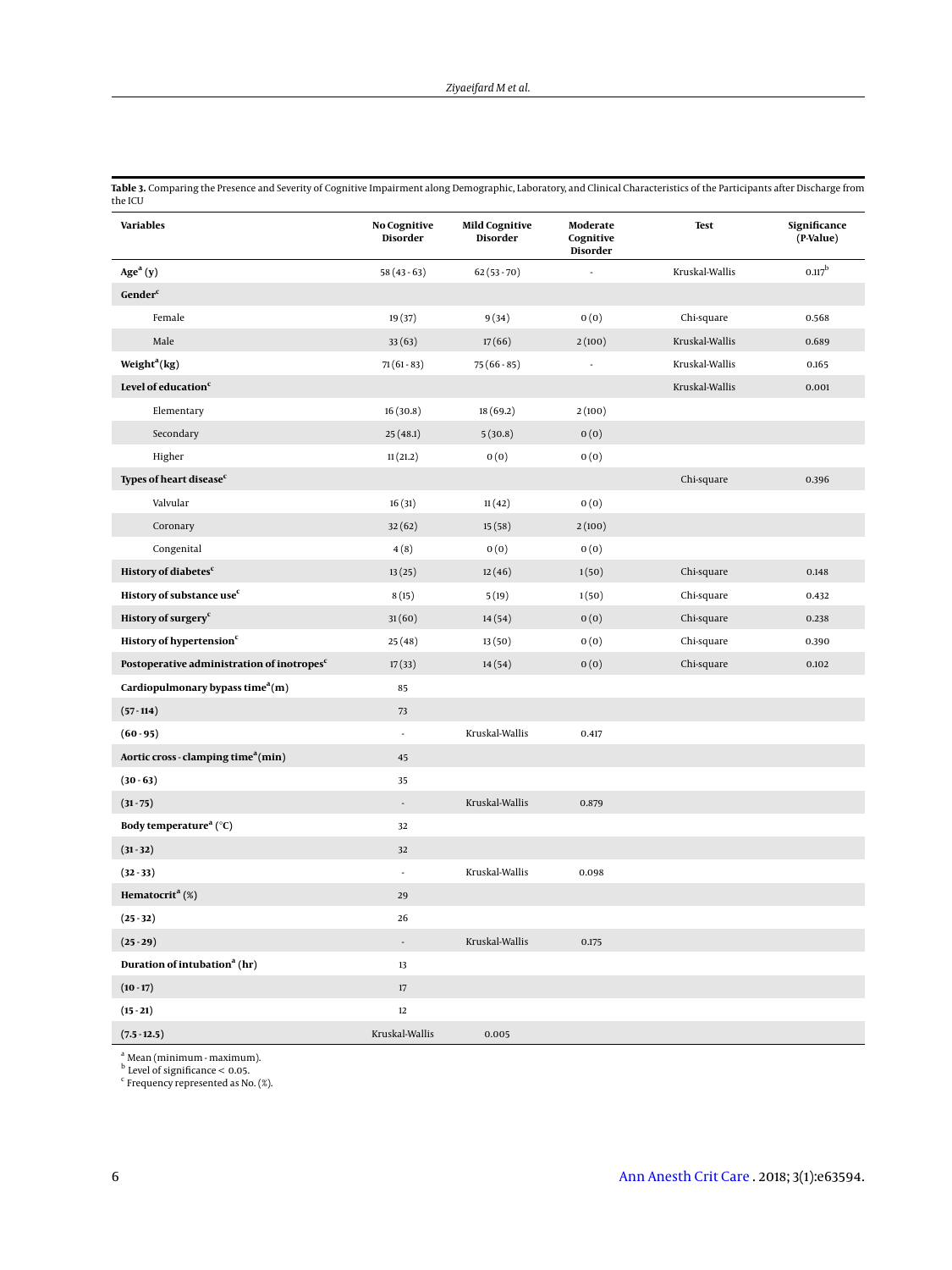**Table 3.** Comparing the Presence and Severity of Cognitive Impairment along Demographic, Laboratory, and Clinical Characteristics of the Participants after Discharge from the ICU

| Variables | No Cognitive Disorder | Mild Cognitive Disorder | Moderate Cognitive Disorder | Test | Significance (P-Value) |
|---|---|---|---|---|---|
| **Age[a] (y)** | 58 (43 - 63) | 62 (53 - 70) | - | Kruskal-Wallis | 0.117[b] |
| **Gender[c]** | | | | | |
| Female | 19 (37) | 9 (34) | 0 (0) | Chi-square | 0.568 |
| Male | 33 (63) | 17 (66) | 2 (100) | Kruskal-Wallis | 0.689 |
| **Weight[a] (kg)** | 71 (61 - 83) | 75 (66 - 85) | - | Kruskal-Wallis | 0.165 |
| **Level of education[c]** | | | | Kruskal-Wallis | 0.001 |
| Elementary | 16 (30.8) | 18 (69.2) | 2 (100) | | |
| Secondary | 25 (48.1) | 5 (30.8) | 0 (0) | | |
| Higher | 11 (21.2) | 0 (0) | 0 (0) | | |
| **Types of heart disease[c]** | | | | Chi-square | 0.396 |
| Valvular | 16 (31) | 11 (42) | 0 (0) | | |
| Coronary | 32 (62) | 15 (58) | 2 (100) | | |
| Congenital | 4 (8) | 0 (0) | 0 (0) | | |
| **History of diabetes[c]** | 13 (25) | 12 (46) | 1 (50) | Chi-square | 0.148 |
| **History of substance use[c]** | 8 (15) | 5 (19) | 1 (50) | Chi-square | 0.432 |
| **History of surgery[c]** | 31 (60) | 14 (54) | 0 (0) | Chi-square | 0.238 |
| **History of hypertension[c]** | 25 (48) | 13 (50) | 0 (0) | Chi-square | 0.390 |
| **Postoperative administration of inotropes[c]** | 17 (33) | 14 (54) | 0 (0) | Chi-square | 0.102 |
| **Cardiopulmonary bypass time[a] (m)** | 85 | | | | |
| **(57 - 114)** | 73 | | | | |
| **(60 - 95)** | - | Kruskal-Wallis | 0.417 | | |
| **Aortic cross - clamping time[a] (min)** | 45 | | | | |
| **(30 - 63)** | 35 | | | | |
| **(31 - 75)** | - | Kruskal-Wallis | 0.879 | | |
| **Body temperature[a] (°C)** | 32 | | | | |
| **(31 - 32)** | 32 | | | | |
| **(32 - 33)** | - | Kruskal-Wallis | 0.098 | | |
| **Hematocrit[a] (%)** | 29 | | | | |
| **(25 - 32)** | 26 | | | | |
| **(25 - 29)** | - | Kruskal-Wallis | 0.175 | | |
| **Duration of intubation[a] (hr)** | 13 | | | | |
| **(10 - 17)** | 17 | | | | |
| **(15 - 21)** | 12 | | | | |
| **(7.5 - 12.5)** | Kruskal-Wallis | 0.005 | | | |

[a] Mean (minimum - maximum).
[b] Level of significance < 0.05.
[c] Frequency represented as No. (%).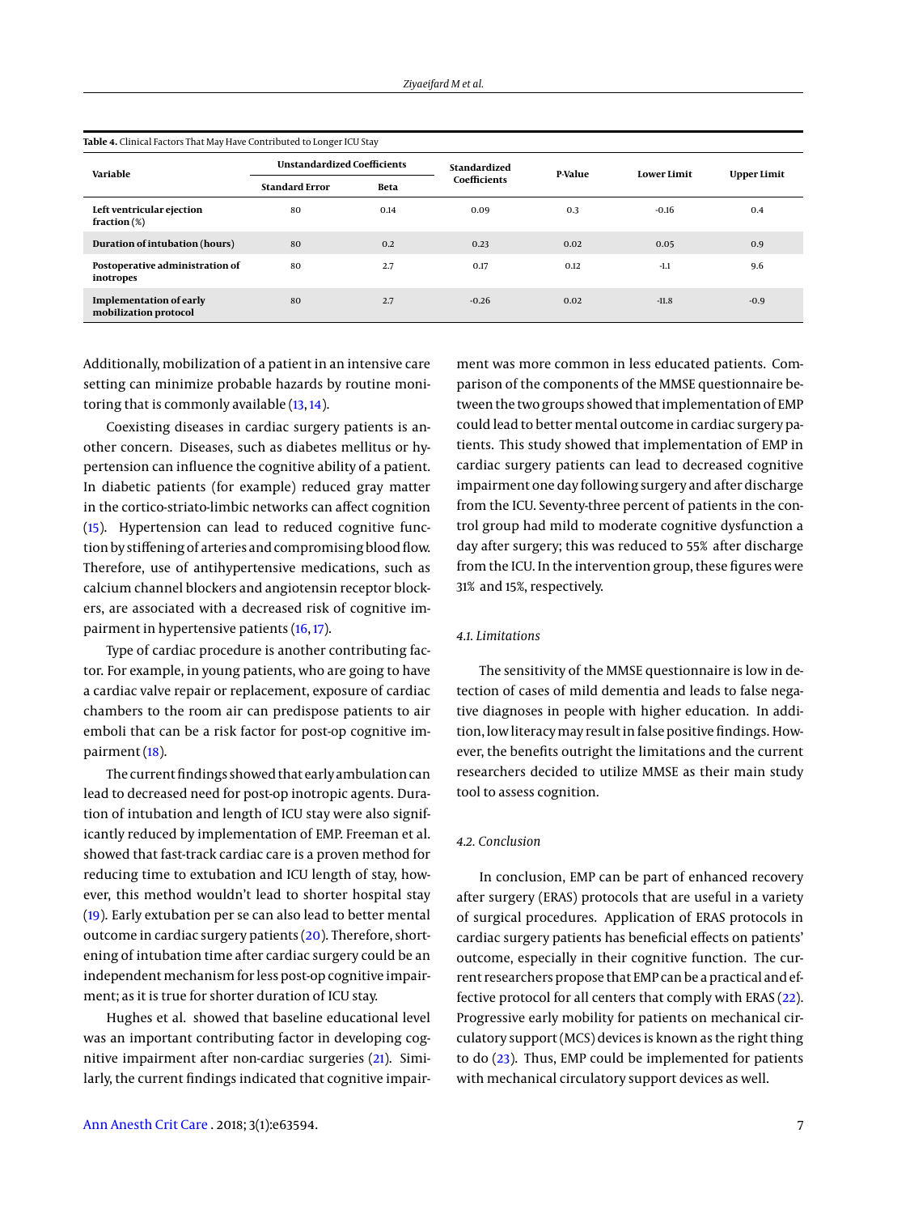**Table 4.** Clinical Factors That May Have Contributed to Longer ICU Stay

| Variable | Unstandardized Coefficients | | Standardized Coefficients | P-Value | Lower Limit | Upper Limit |
|---|---|---|---|---|---|---|
| | Standard Error | Beta | | | | |
| **Left ventricular ejection fraction** (%) | 80 | 0.14 | 0.09 | 0.3 | -0.16 | 0.4 |
| **Duration of intubation (hours)** | 80 | 0.2 | 0.23 | 0.02 | 0.05 | 0.9 |
| **Postoperative administration of inotropes** | 80 | 2.7 | 0.17 | 0.12 | -1.1 | 9.6 |
| **Implementation of early mobilization protocol** | 80 | 2.7 | -0.26 | 0.02 | -11.8 | -0.9 |

Additionally, mobilization of a patient in an intensive care setting can minimize probable hazards by routine monitoring that is commonly available (13, 14).

Coexisting diseases in cardiac surgery patients is another concern. Diseases, such as diabetes mellitus or hypertension can influence the cognitive ability of a patient. In diabetic patients (for example) reduced gray matter in the cortico-striato-limbic networks can affect cognition (15). Hypertension can lead to reduced cognitive function by stiffening of arteries and compromising blood flow. Therefore, use of antihypertensive medications, such as calcium channel blockers and angiotensin receptor blockers, are associated with a decreased risk of cognitive impairment in hypertensive patients (16, 17).

Type of cardiac procedure is another contributing factor. For example, in young patients, who are going to have a cardiac valve repair or replacement, exposure of cardiac chambers to the room air can predispose patients to air emboli that can be a risk factor for post-op cognitive impairment (18).

The current findings showed that early ambulation can lead to decreased need for post-op inotropic agents. Duration of intubation and length of ICU stay were also significantly reduced by implementation of EMP. Freeman et al. showed that fast-track cardiac care is a proven method for reducing time to extubation and ICU length of stay, however, this method wouldn't lead to shorter hospital stay (19). Early extubation per se can also lead to better mental outcome in cardiac surgery patients (20). Therefore, shortening of intubation time after cardiac surgery could be an independent mechanism for less post-op cognitive impairment; as it is true for shorter duration of ICU stay.

Hughes et al. showed that baseline educational level was an important contributing factor in developing cognitive impairment after non-cardiac surgeries (21). Similarly, the current findings indicated that cognitive impairment was more common in less educated patients. Comparison of the components of the MMSE questionnaire between the two groups showed that implementation of EMP could lead to better mental outcome in cardiac surgery patients. This study showed that implementation of EMP in cardiac surgery patients can lead to decreased cognitive impairment one day following surgery and after discharge from the ICU. Seventy-three percent of patients in the control group had mild to moderate cognitive dysfunction a day after surgery; this was reduced to 55% after discharge from the ICU. In the intervention group, these figures were 31% and 15%, respectively.

### 4.1. Limitations

The sensitivity of the MMSE questionnaire is low in detection of cases of mild dementia and leads to false negative diagnoses in people with higher education. In addition, low literacy may result in false positive findings. However, the benefits outright the limitations and the current researchers decided to utilize MMSE as their main study tool to assess cognition.

### 4.2. Conclusion

In conclusion, EMP can be part of enhanced recovery after surgery (ERAS) protocols that are useful in a variety of surgical procedures. Application of ERAS protocols in cardiac surgery patients has beneficial effects on patients' outcome, especially in their cognitive function. The current researchers propose that EMP can be a practical and effective protocol for all centers that comply with ERAS (22). Progressive early mobility for patients on mechanical circulatory support (MCS) devices is known as the right thing to do (23). Thus, EMP could be implemented for patients with mechanical circulatory support devices as well.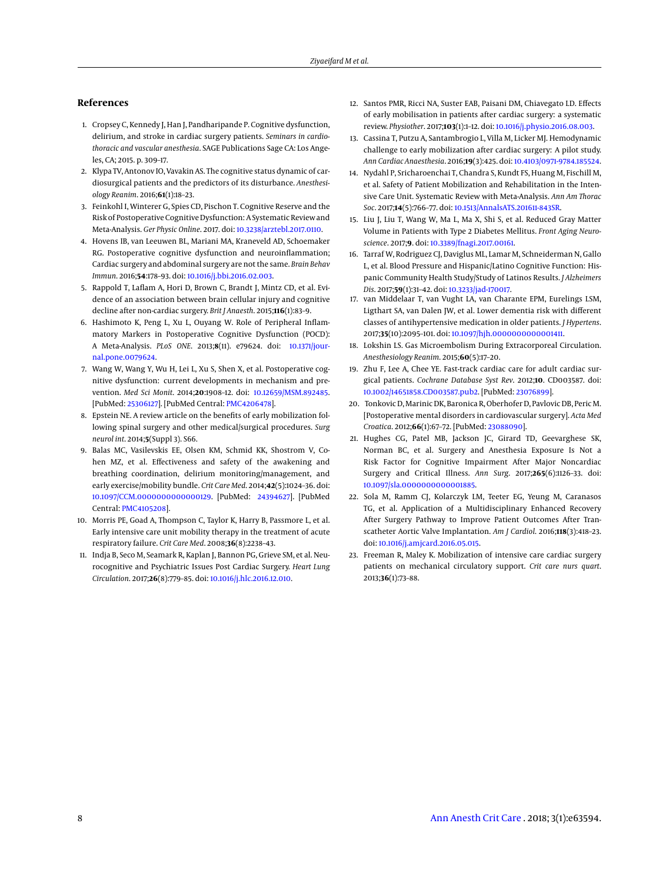## References

1. Cropsey C, Kennedy J, Han J, Pandharipande P. Cognitive dysfunction, delirium, and stroke in cardiac surgery patients. *Seminars in cardiothoracic and vascular anesthesia*. SAGE Publications Sage CA: Los Angeles, CA; 2015. p. 309–17.
2. Klypa TV, Antonov IO, Vavakin AS. The cognitive status dynamic of cardiosurgical patients and the predictors of its disturbance. *Anesthesiology Reanim*. 2016;**61**(1):18–23.
3. Feinkohl I, Winterer G, Spies CD, Pischon T. Cognitive Reserve and the Risk of Postoperative Cognitive Dysfunction: A Systematic Review and Meta-Analysis. *Ger Physic Online*. 2017. doi: 10.3238/arztebl.2017.0110.
4. Hovens IB, van Leeuwen BL, Mariani MA, Kraneveld AD, Schoemaker RG. Postoperative cognitive dysfunction and neuroinflammation; Cardiac surgery and abdominal surgery are not the same. *Brain Behav Immun*. 2016;**54**:178–93. doi: 10.1016/j.bbi.2016.02.003.
5. Rappold T, Laflam A, Hori D, Brown C, Brandt J, Mintz CD, et al. Evidence of an association between brain cellular injury and cognitive decline after non-cardiac surgery. *Brit J Anaesth*. 2015;**116**(1):83–9.
6. Hashimoto K, Peng L, Xu L, Ouyang W. Role of Peripheral Inflammatory Markers in Postoperative Cognitive Dysfunction (POCD): A Meta-Analysis. *PLoS ONE*. 2013;**8**(11). e79624. doi: 10.1371/journal.pone.0079624.
7. Wang W, Wang Y, Wu H, Lei L, Xu S, Shen X, et al. Postoperative cognitive dysfunction: current developments in mechanism and prevention. *Med Sci Monit*. 2014;**20**:1908–12. doi: 10.12659/MSM.892485. [PubMed: 25306127]. [PubMed Central: PMC4206478].
8. Epstein NE. A review article on the benefits of early mobilization following spinal surgery and other medical/surgical procedures. *Surg neurol int*. 2014;**5**(Suppl 3). S66.
9. Balas MC, Vasilevskis EE, Olsen KM, Schmid KK, Shostrom V, Cohen MZ, et al. Effectiveness and safety of the awakening and breathing coordination, delirium monitoring/management, and early exercise/mobility bundle. *Crit Care Med*. 2014;**42**(5):1024–36. doi: 10.1097/CCM.0000000000000129. [PubMed: 24394627]. [PubMed Central: PMC4105208].
10. Morris PE, Goad A, Thompson C, Taylor K, Harry B, Passmore L, et al. Early intensive care unit mobility therapy in the treatment of acute respiratory failure. *Crit Care Med*. 2008;**36**(8):2238–43.
11. Indja B, Seco M, Seamark R, Kaplan J, Bannon PG, Grieve SM, et al. Neurocognitive and Psychiatric Issues Post Cardiac Surgery. *Heart Lung Circulation*. 2017;**26**(8):779–85. doi: 10.1016/j.hlc.2016.12.010.
12. Santos PMR, Ricci NA, Suster EAB, Paisani DM, Chiavegato LD. Effects of early mobilisation in patients after cardiac surgery: a systematic review. *Physiother*. 2017;**103**(1):1–12. doi: 10.1016/j.physio.2016.08.003.
13. Cassina T, Putzu A, Santambrogio L, Villa M, Licker MJ. Hemodynamic challenge to early mobilization after cardiac surgery: A pilot study. *Ann Cardiac Anaesthesia*. 2016;**19**(3):425. doi: 10.4103/0971-9784.185524.
14. Nydahl P, Sricharoenchai T, Chandra S, Kundt FS, Huang M, Fischill M, et al. Safety of Patient Mobilization and Rehabilitation in the Intensive Care Unit. Systematic Review with Meta-Analysis. *Ann Am Thorac Soc*. 2017;**14**(5):766–77. doi: 10.1513/AnnalsATS.201611-843SR.
15. Liu J, Liu T, Wang W, Ma L, Ma X, Shi S, et al. Reduced Gray Matter Volume in Patients with Type 2 Diabetes Mellitus. *Front Aging Neuroscience*. 2017;**9**. doi: 10.3389/fnagi.2017.00161.
16. Tarraf W, Rodriguez CJ, Daviglus ML, Lamar M, Schneiderman N, Gallo L, et al. Blood Pressure and Hispanic/Latino Cognitive Function: Hispanic Community Health Study/Study of Latinos Results. *J Alzheimers Dis*. 2017;**59**(1):31–42. doi: 10.3233/jad-170017.
17. van Middelaar T, van Vught LA, van Charante EPM, Eurelings LSM, Ligthart SA, van Dalen JW, et al. Lower dementia risk with different classes of antihypertensive medication in older patients. *J Hypertens*. 2017;**35**(10):2095–101. doi: 10.1097/hjh.0000000000001411.
18. Lokshin LS. Gas Microembolism During Extracorporeal Circulation. *Anesthesiology Reanim*. 2015;**60**(5):17–20.
19. Zhu F, Lee A, Chee YE. Fast-track cardiac care for adult cardiac surgical patients. *Cochrane Database Syst Rev*. 2012;**10**. CD003587. doi: 10.1002/14651858.CD003587.pub2. [PubMed: 23076899].
20. Tonkovic D, Marinic DK, Baronica R, Oberhofer D, Pavlovic DB, Peric M. [Postoperative mental disorders in cardiovascular surgery]. *Acta Med Croatica*. 2012;**66**(1):67–72. [PubMed: 23088090].
21. Hughes CG, Patel MB, Jackson JC, Girard TD, Geevarghese SK, Norman BC, et al. Surgery and Anesthesia Exposure Is Not a Risk Factor for Cognitive Impairment After Major Noncardiac Surgery and Critical Illness. *Ann Surg*. 2017;**265**(6):1126–33. doi: 10.1097/sla.0000000000001885.
22. Sola M, Ramm CJ, Kolarczyk LM, Teeter EG, Yeung M, Caranasos TG, et al. Application of a Multidisciplinary Enhanced Recovery After Surgery Pathway to Improve Patient Outcomes After Transcatheter Aortic Valve Implantation. *Am J Cardiol*. 2016;**118**(3):418–23. doi: 10.1016/j.amjcard.2016.05.015.
23. Freeman R, Maley K. Mobilization of intensive care cardiac surgery patients on mechanical circulatory support. *Crit care nurs quart*. 2013;**36**(1):73–88.